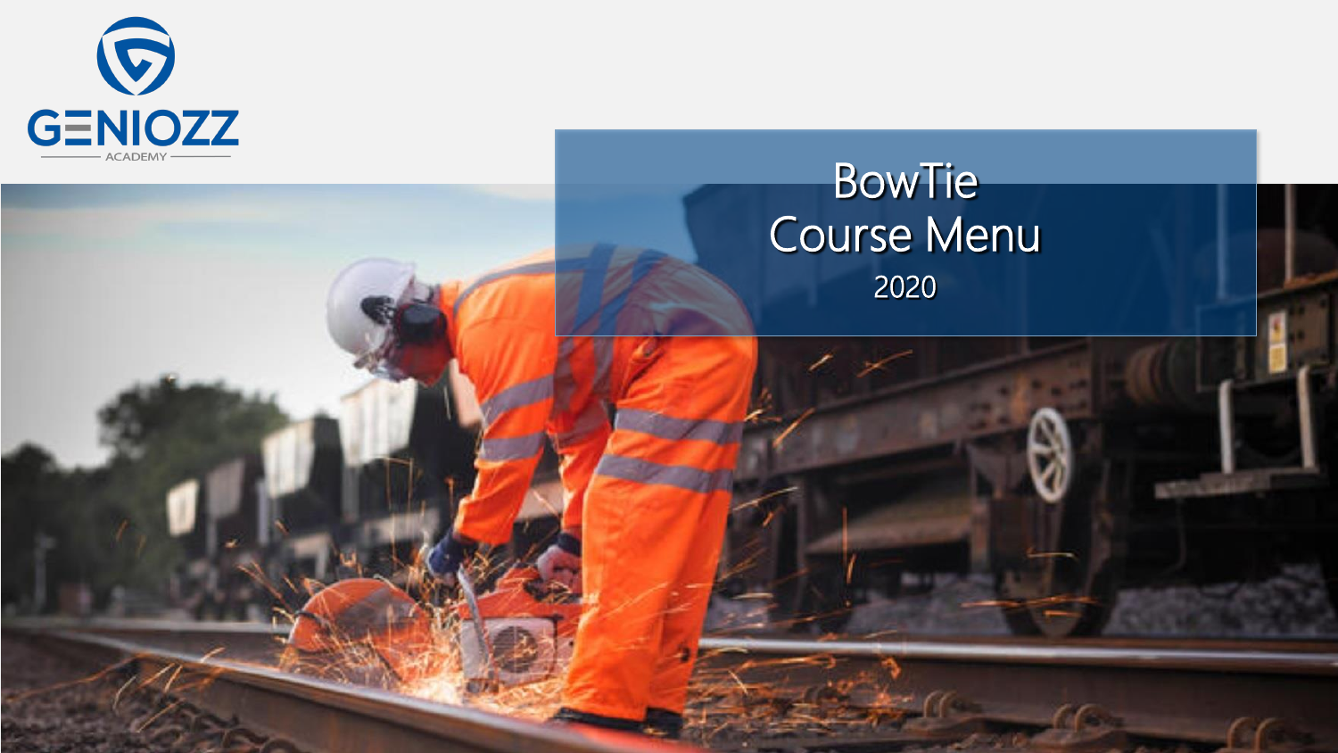GENIOZZ

ACADEMY

# BowTie Course Menu

2020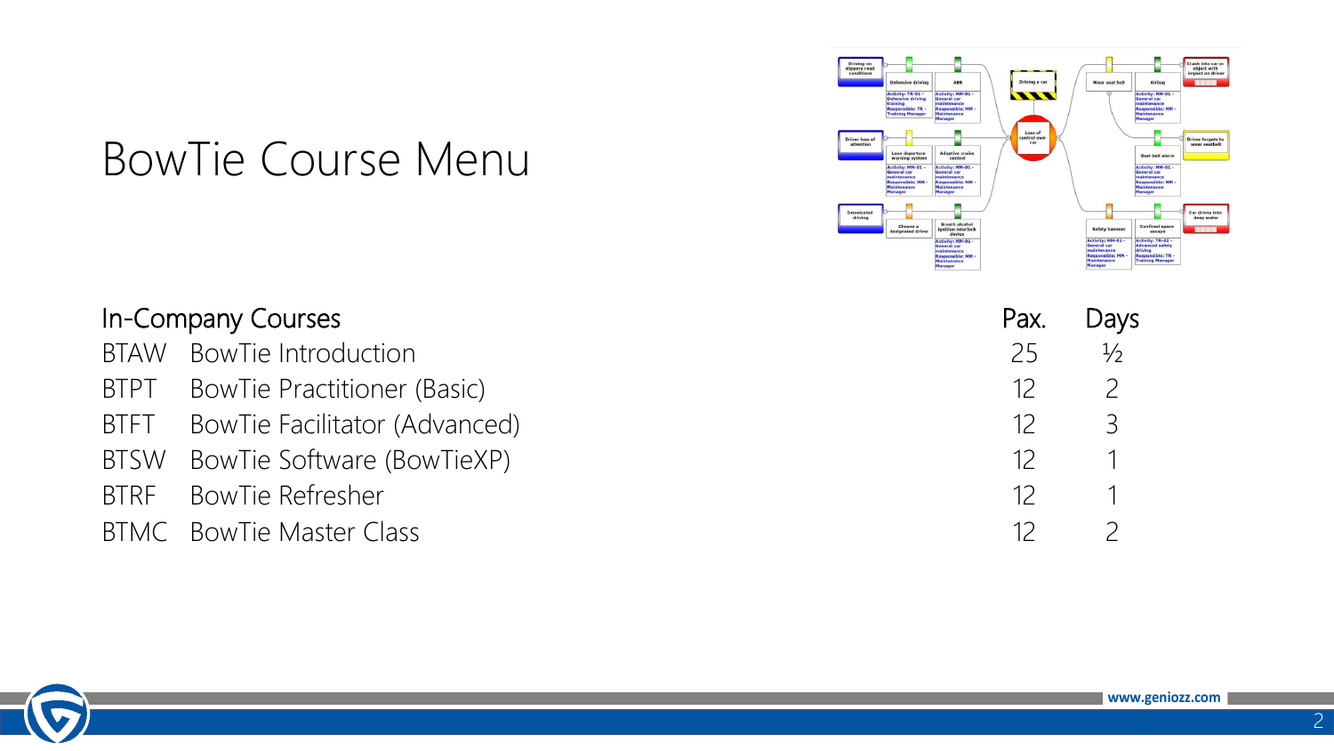# BowTie Course Menu

| In-Company Courses | | Pax. | Days |
|---|---|---|---|
| BTAW | BowTie Introduction | 25 | ½ |
| BTPT | BowTie Practitioner (Basic) | 12 | 2 |
| BTFT | BowTie Facilitator (Advanced) | 12 | 3 |
| BTSW | BowTie Software (BowTieXP) | 12 | 1 |
| BTRF | BowTie Refresher | 12 | 1 |
| BTMC | BowTie Master Class | 12 | 2 |

www.geniozz.com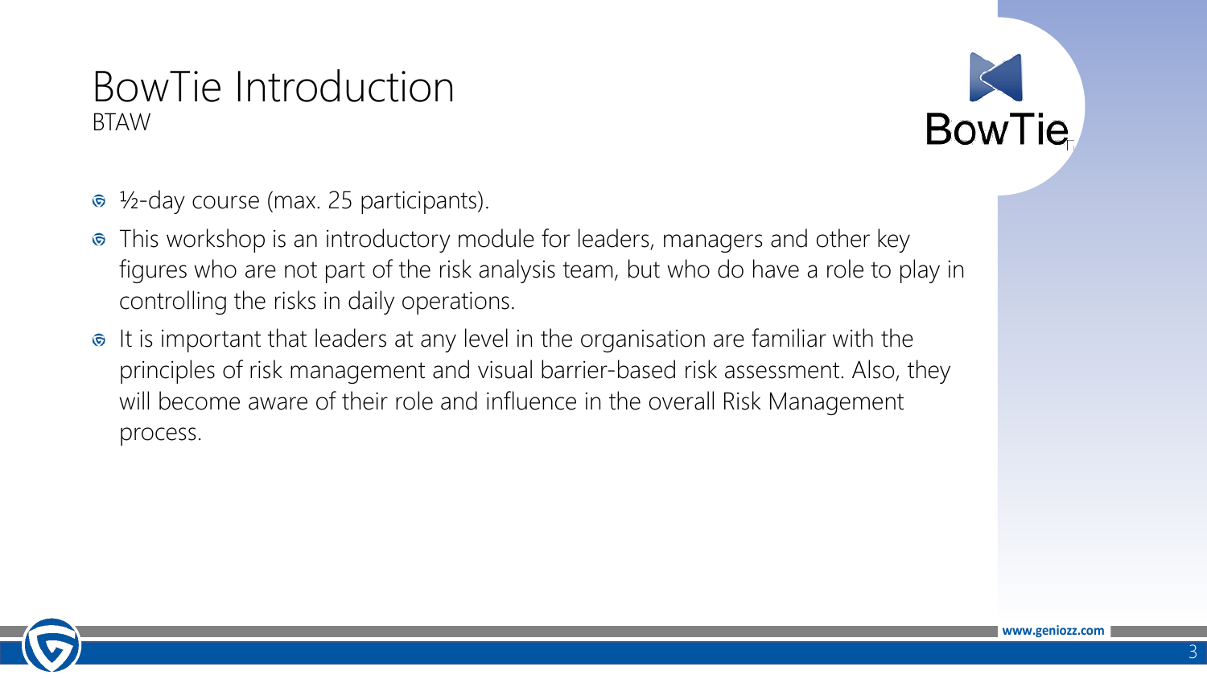# BowTie Introduction

BTAW

- ½-day course (max. 25 participants).
- This workshop is an introductory module for leaders, managers and other key figures who are not part of the risk analysis team, but who do have a role to play in controlling the risks in daily operations.
- It is important that leaders at any level in the organisation are familiar with the principles of risk management and visual barrier-based risk assessment. Also, they will become aware of their role and influence in the overall Risk Management process.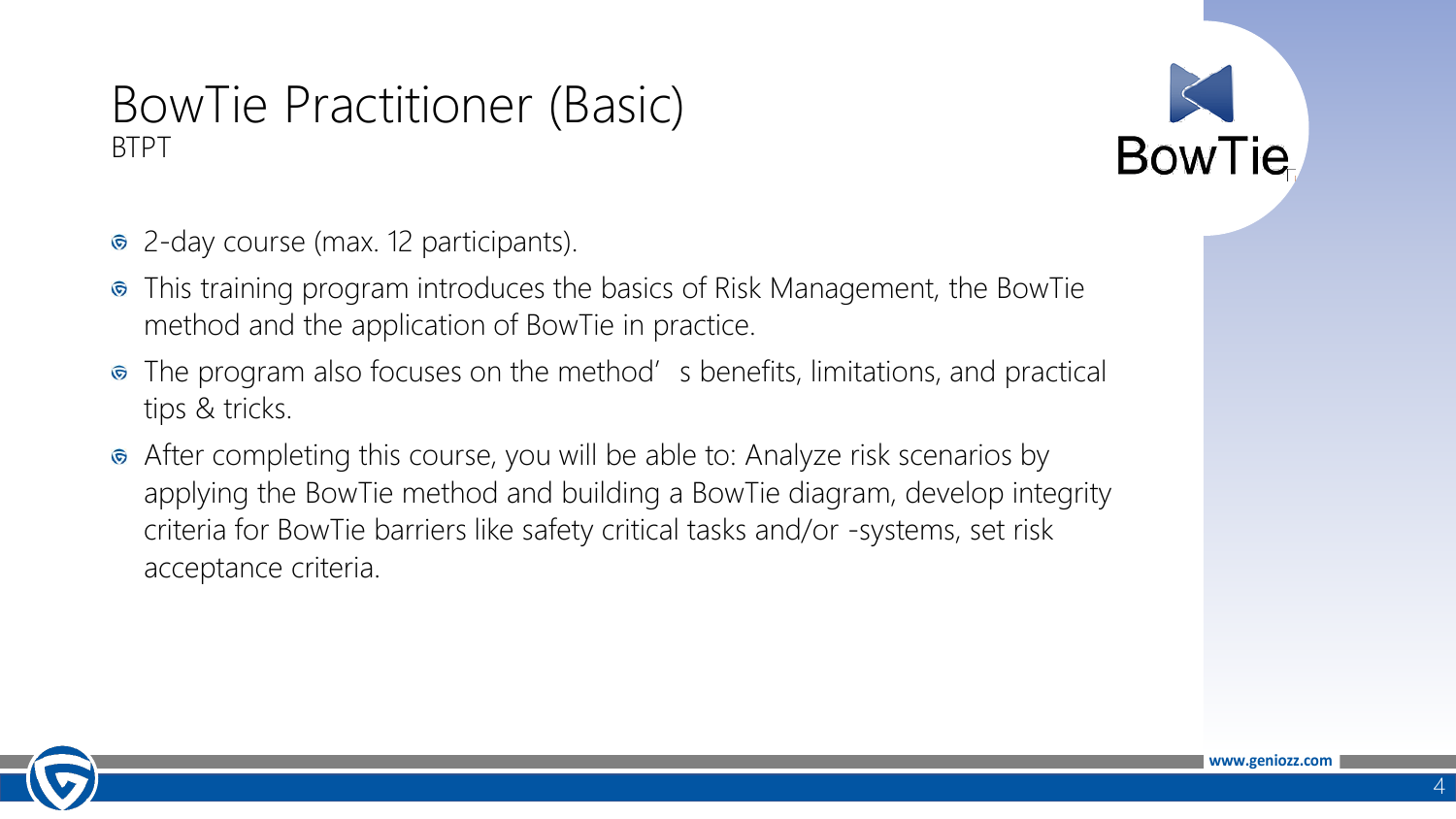# BowTie Practitioner (Basic)

BTPT

- 2-day course (max. 12 participants).
- This training program introduces the basics of Risk Management, the BowTie method and the application of BowTie in practice.
- The program also focuses on the method's benefits, limitations, and practical tips & tricks.
- After completing this course, you will be able to: Analyze risk scenarios by applying the BowTie method and building a BowTie diagram, develop integrity criteria for BowTie barriers like safety critical tasks and/or -systems, set risk acceptance criteria.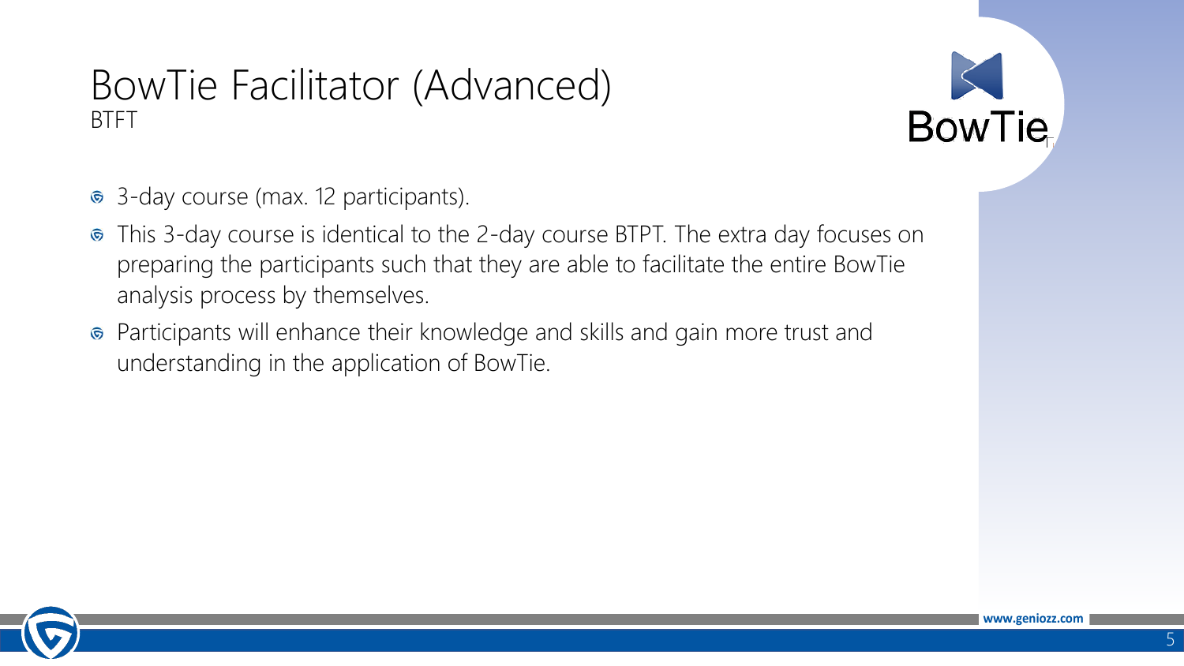# BowTie Facilitator (Advanced)

BTFT

- 3-day course (max. 12 participants).
- This 3-day course is identical to the 2-day course BTPT. The extra day focuses on preparing the participants such that they are able to facilitate the entire BowTie analysis process by themselves.
- Participants will enhance their knowledge and skills and gain more trust and understanding in the application of BowTie.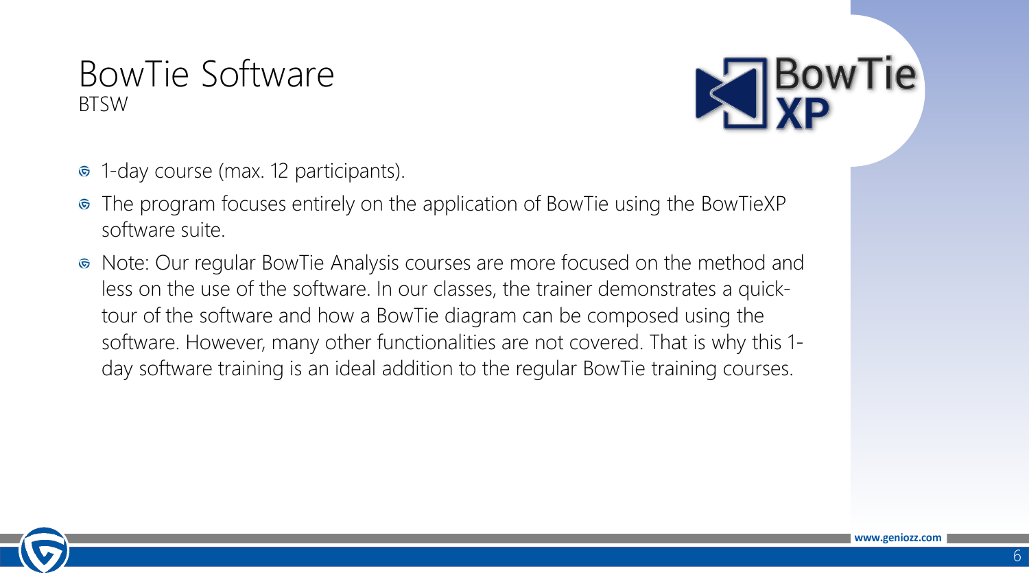# BowTie Software

BTSW

- 1-day course (max. 12 participants).
- The program focuses entirely on the application of BowTie using the BowTieXP software suite.
- Note: Our regular BowTie Analysis courses are more focused on the method and less on the use of the software. In our classes, the trainer demonstrates a quick-tour of the software and how a BowTie diagram can be composed using the software. However, many other functionalities are not covered. That is why this 1-day software training is an ideal addition to the regular BowTie training courses.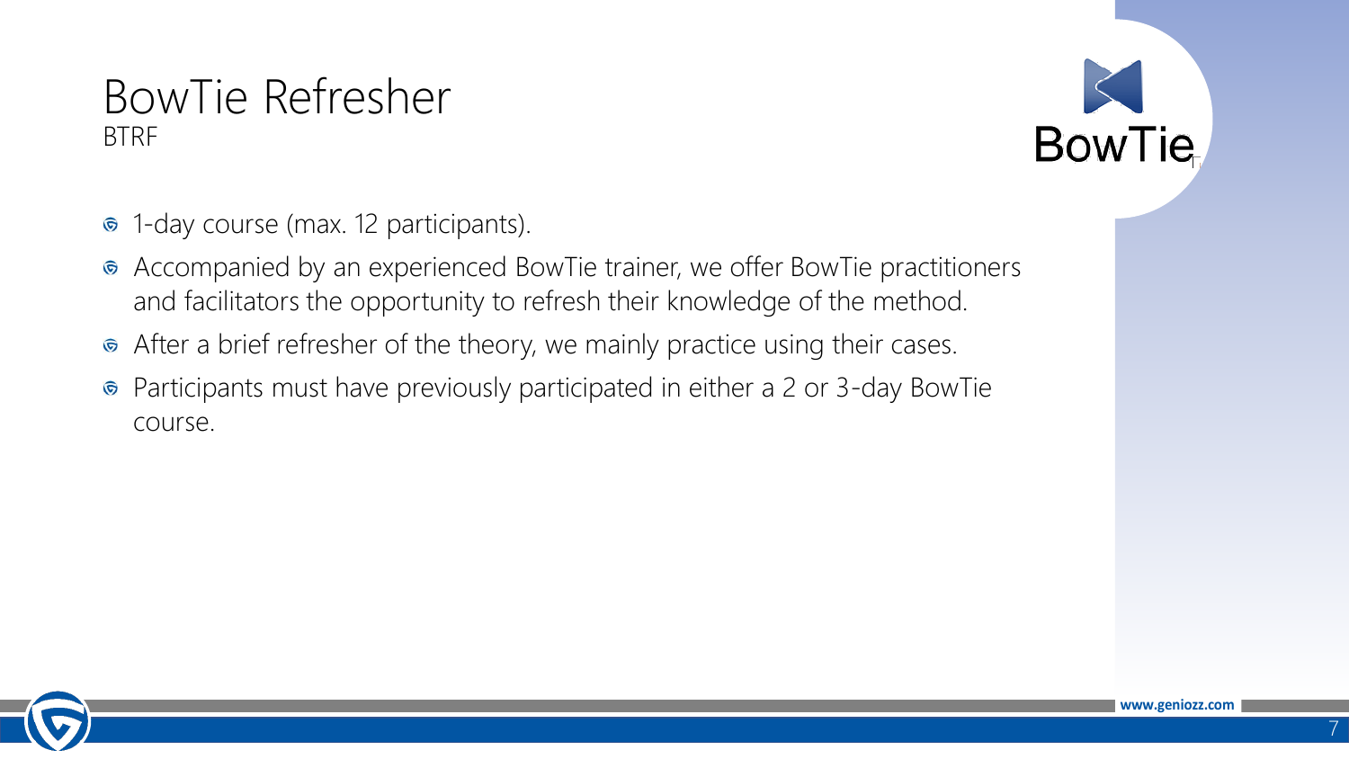# BowTie Refresher

BTRF

- 1-day course (max. 12 participants).
- Accompanied by an experienced BowTie trainer, we offer BowTie practitioners and facilitators the opportunity to refresh their knowledge of the method.
- After a brief refresher of the theory, we mainly practice using their cases.
- Participants must have previously participated in either a 2 or 3-day BowTie course.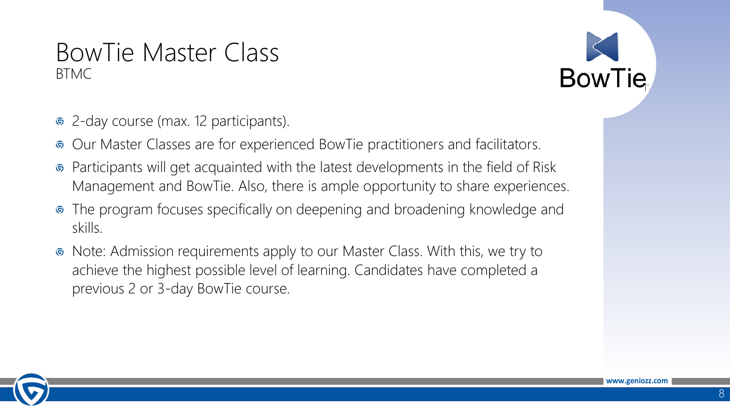# BowTie Master Class

BTMC

- 2-day course (max. 12 participants).
- Our Master Classes are for experienced BowTie practitioners and facilitators.
- Participants will get acquainted with the latest developments in the field of Risk Management and BowTie. Also, there is ample opportunity to share experiences.
- The program focuses specifically on deepening and broadening knowledge and skills.
- Note: Admission requirements apply to our Master Class. With this, we try to achieve the highest possible level of learning. Candidates have completed a previous 2 or 3-day BowTie course.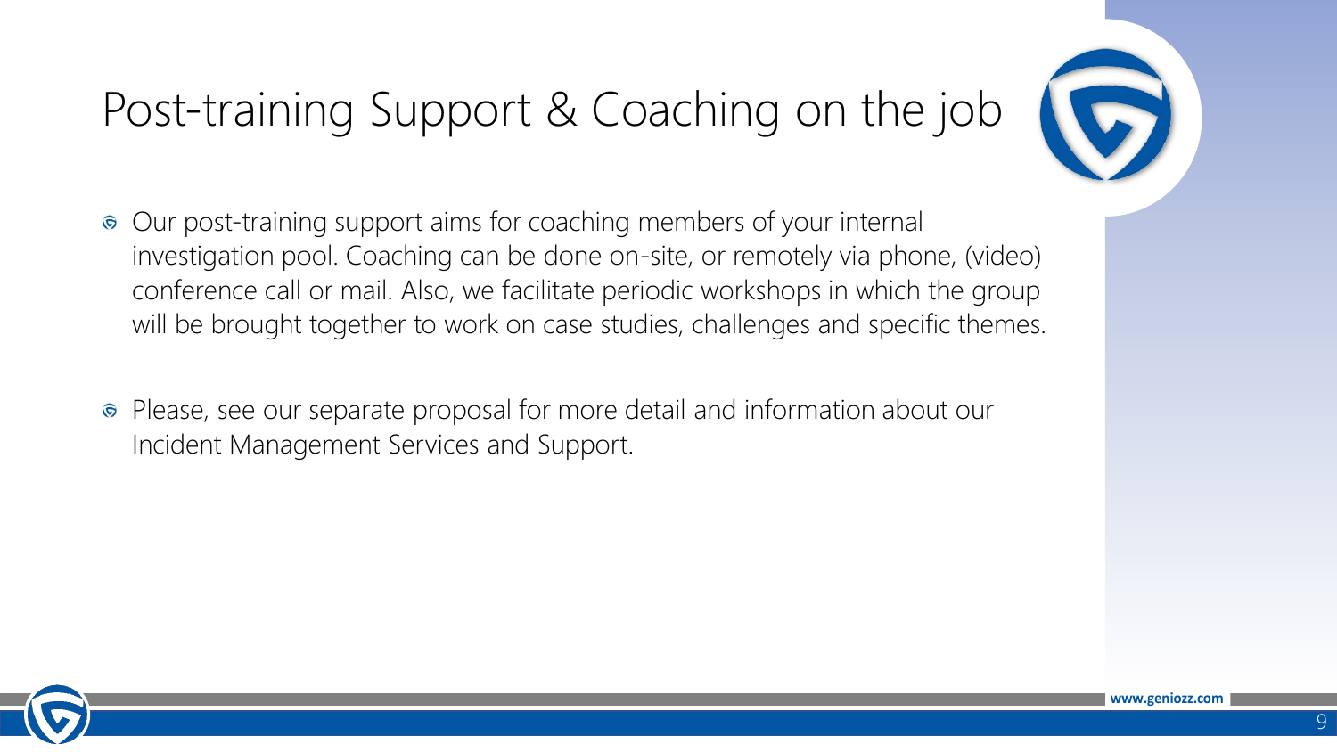# Post-training Support & Coaching on the job

- Our post-training support aims for coaching members of your internal investigation pool. Coaching can be done on-site, or remotely via phone, (video) conference call or mail. Also, we facilitate periodic workshops in which the group will be brought together to work on case studies, challenges and specific themes.

- Please, see our separate proposal for more detail and information about our Incident Management Services and Support.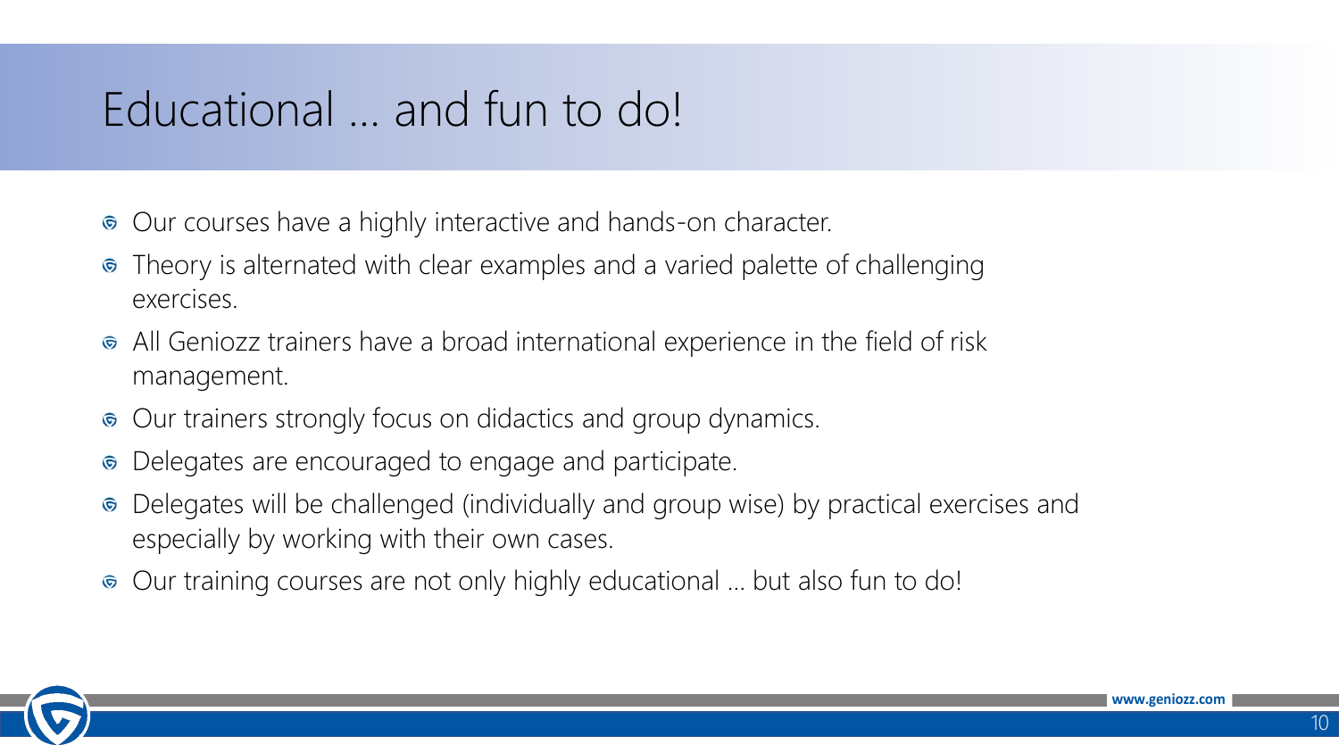# Educational ... and fun to do!

- Our courses have a highly interactive and hands-on character.
- Theory is alternated with clear examples and a varied palette of challenging exercises.
- All Geniozz trainers have a broad international experience in the field of risk management.
- Our trainers strongly focus on didactics and group dynamics.
- Delegates are encouraged to engage and participate.
- Delegates will be challenged (individually and group wise) by practical exercises and especially by working with their own cases.
- Our training courses are not only highly educational ... but also fun to do!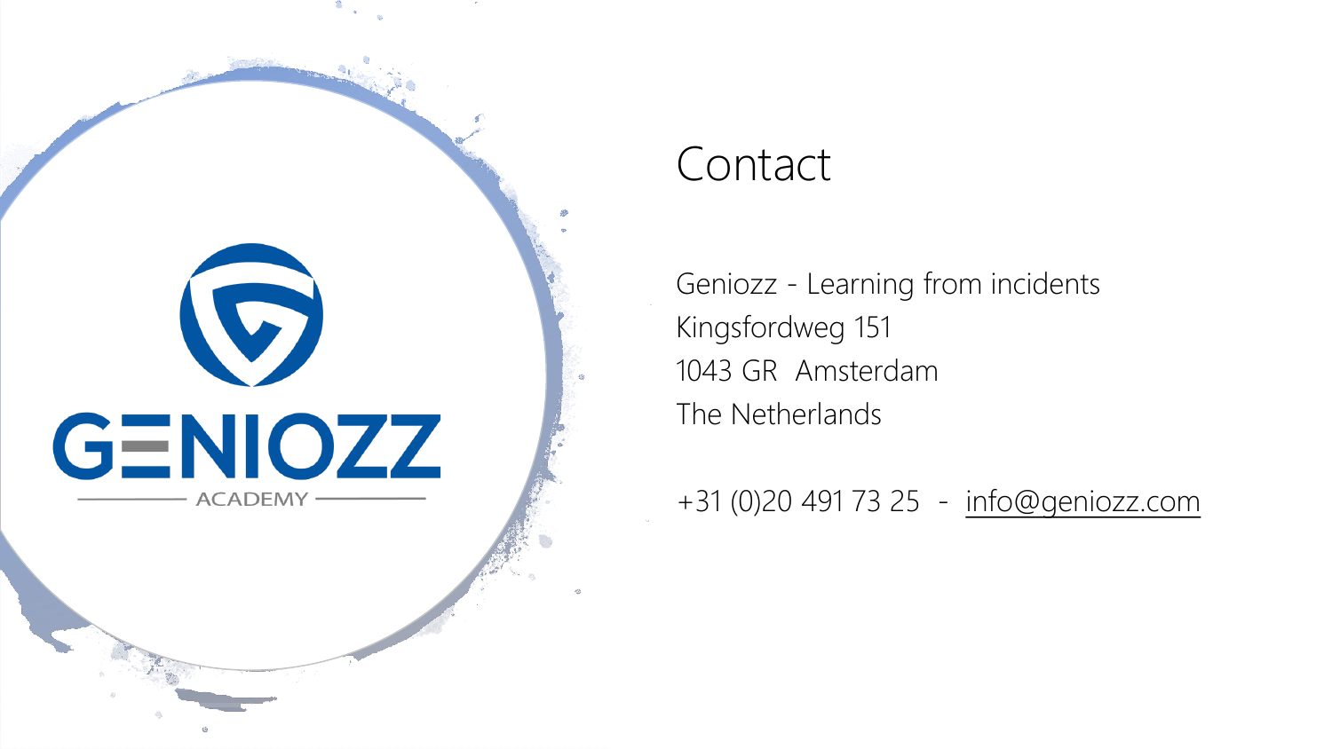# Contact

Geniozz - Learning from incidents
Kingsfordweg 151
1043 GR  Amsterdam
The Netherlands

+31 (0)20 491 73 25  -  info@geniozz.com